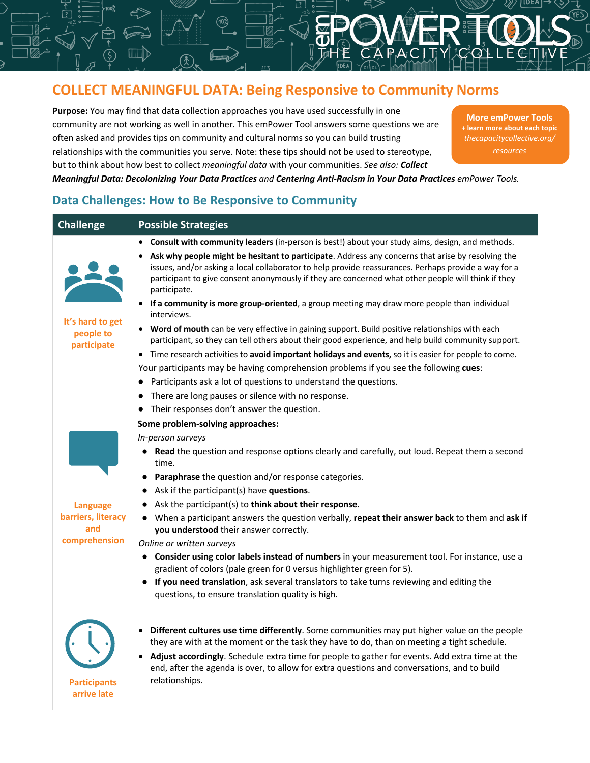# COLLECT MEANINGFUL DATA: Being Responsive to Community Norms

**Purpose:** You may find that data collection approaches you have used successfully in one community are not working as well in another. This emPower Tool answers some questions we are often asked and provides tips on community and cultural norms so you can build trusting relationships with the communities you serve. Note: these tips should not be used to stereotype, but to think about how best to collect *meaningful data* with your communities. *See also:* ***Collect Meaningful Data: Decolonizing Your Data Practices*** *and* ***Centering Anti-Racism in Your Data Practices*** *emPower Tools.*

**More emPower Tools**
**+ learn more about each topic**
*thecapacitycollective.org/resources*

## Data Challenges: How to Be Responsive to Community

| Challenge | Possible Strategies |
|---|---|
| **It's hard to get people to participate** | • **Consult with community leaders** (in-person is best!) about your study aims, design, and methods.<br>• **Ask why people might be hesitant to participate**. Address any concerns that arise by resolving the issues, and/or asking a local collaborator to help provide reassurances. Perhaps provide a way for a participant to give consent anonymously if they are concerned what other people will think if they participate.<br>• **If a community is more group-oriented**, a group meeting may draw more people than individual interviews.<br>• **Word of mouth** can be very effective in gaining support. Build positive relationships with each participant, so they can tell others about their good experience, and help build community support.<br>• Time research activities to **avoid important holidays and events,** so it is easier for people to come. |
| **Language barriers, literacy and comprehension** | Your participants may be having comprehension problems if you see the following **cues**:<br>• Participants ask a lot of questions to understand the questions.<br>• There are long pauses or silence with no response.<br>• Their responses don't answer the question.<br>**Some problem-solving approaches:**<br>*In-person surveys*<br>• **Read** the question and response options clearly and carefully, out loud. Repeat them a second time.<br>• **Paraphrase** the question and/or response categories.<br>• Ask if the participant(s) have **questions**.<br>• Ask the participant(s) to **think about their response**.<br>• When a participant answers the question verbally, **repeat their answer back** to them and **ask if you understood** their answer correctly.<br>*Online or written surveys*<br>• **Consider using color labels instead of numbers** in your measurement tool. For instance, use a gradient of colors (pale green for 0 versus highlighter green for 5).<br>• **If you need translation**, ask several translators to take turns reviewing and editing the questions, to ensure translation quality is high. |
| **Participants arrive late** | • **Different cultures use time differently**. Some communities may put higher value on the people they are with at the moment or the task they have to do, than on meeting a tight schedule.<br>• **Adjust accordingly**. Schedule extra time for people to gather for events. Add extra time at the end, after the agenda is over, to allow for extra questions and conversations, and to build relationships. |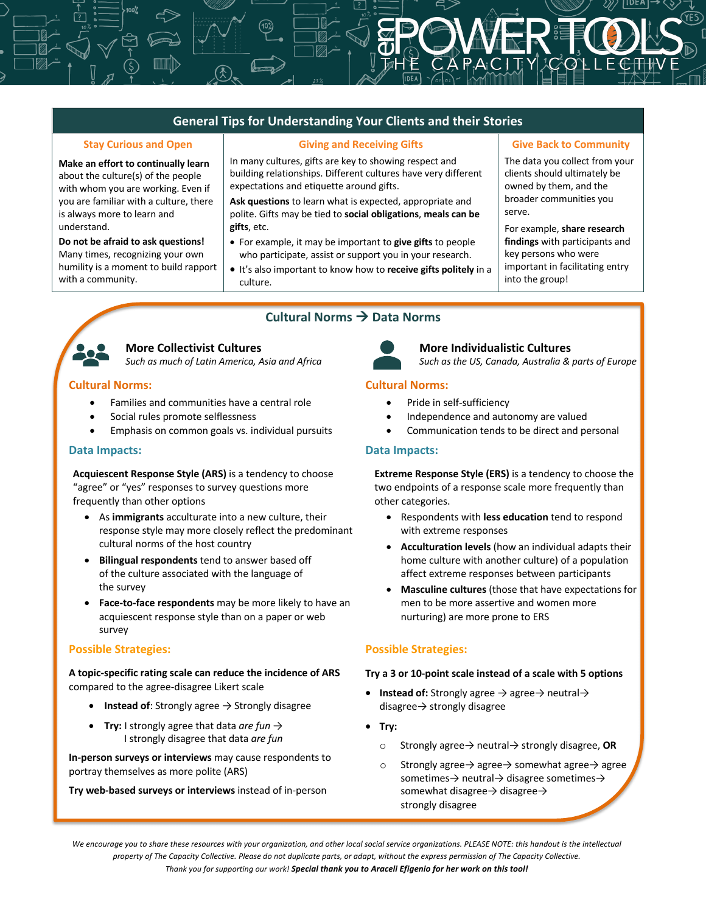## General Tips for Understanding Your Clients and their Stories

### Stay Curious and Open

**Make an effort to continually learn** about the culture(s) of the people with whom you are working. Even if you are familiar with a culture, there is always more to learn and understand.

**Do not be afraid to ask questions!** Many times, recognizing your own humility is a moment to build rapport with a community.

### Giving and Receiving Gifts

In many cultures, gifts are key to showing respect and building relationships. Different cultures have very different expectations and etiquette around gifts.

**Ask questions** to learn what is expected, appropriate and polite. Gifts may be tied to **social obligations**, **meals can be gifts**, etc.

- For example, it may be important to **give gifts** to people who participate, assist or support you in your research.
- It's also important to know how to **receive gifts politely** in a culture.

### Give Back to Community

The data you collect from your clients should ultimately be owned by them, and the broader communities you serve.

For example, **share research findings** with participants and key persons who were important in facilitating entry into the group!

## Cultural Norms → Data Norms

### More Collectivist Cultures

*Such as much of Latin America, Asia and Africa*

#### Cultural Norms:

- Families and communities have a central role
- Social rules promote selflessness
- Emphasis on common goals vs. individual pursuits

#### Data Impacts:

**Acquiescent Response Style (ARS)** is a tendency to choose "agree" or "yes" responses to survey questions more frequently than other options

- As **immigrants** acculturate into a new culture, their response style may more closely reflect the predominant cultural norms of the host country
- **Bilingual respondents** tend to answer based off of the culture associated with the language of the survey
- **Face-to-face respondents** may be more likely to have an acquiescent response style than on a paper or web survey

#### Possible Strategies:

**A topic-specific rating scale can reduce the incidence of ARS** compared to the agree-disagree Likert scale

- **Instead of**: Strongly agree → Strongly disagree
- **Try:** I strongly agree that data *are fun* → I strongly disagree that data *are fun*

**In-person surveys or interviews** may cause respondents to portray themselves as more polite (ARS)

**Try web-based surveys or interviews** instead of in-person

### More Individualistic Cultures

*Such as the US, Canada, Australia & parts of Europe*

#### Cultural Norms:

- Pride in self-sufficiency
- Independence and autonomy are valued
- Communication tends to be direct and personal

#### Data Impacts:

**Extreme Response Style (ERS)** is a tendency to choose the two endpoints of a response scale more frequently than other categories.

- Respondents with **less education** tend to respond with extreme responses
- **Acculturation levels** (how an individual adapts their home culture with another culture) of a population affect extreme responses between participants
- **Masculine cultures** (those that have expectations for men to be more assertive and women more nurturing) are more prone to ERS

#### Possible Strategies:

**Try a 3 or 10-point scale instead of a scale with 5 options**

- **Instead of:** Strongly agree → agree→ neutral→ disagree→ strongly disagree
- **Try:**
  - Strongly agree→ neutral→ strongly disagree, **OR**
  - Strongly agree→ agree→ somewhat agree→ agree sometimes→ neutral→ disagree sometimes→ somewhat disagree→ disagree→ strongly disagree

*We encourage you to share these resources with your organization, and other local social service organizations. PLEASE NOTE: this handout is the intellectual property of The Capacity Collective. Please do not duplicate parts, or adapt, without the express permission of The Capacity Collective. Thank you for supporting our work!* ***Special thank you to Araceli Efigenio for her work on this tool!***